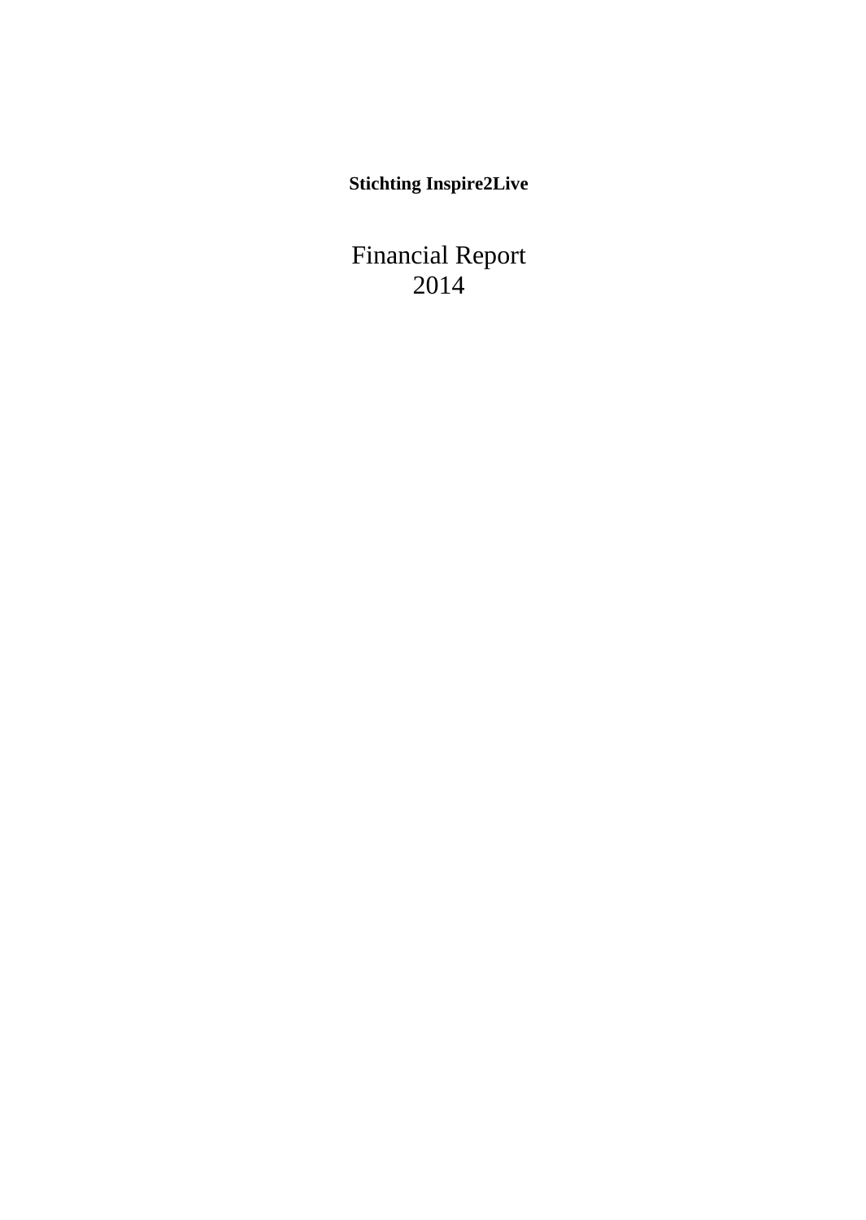**Stichting Inspire2Live**

# Financial Report
# 2014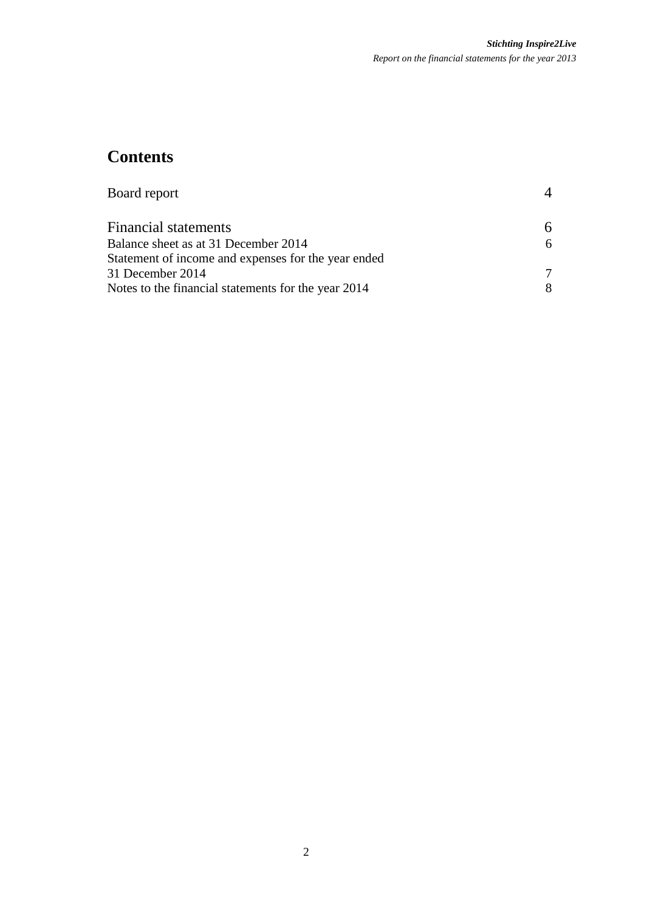# Contents

| | |
|---|---|
| Board report | 4 |
| | |
| Financial statements | 6 |
| Balance sheet as at 31 December 2014 | 6 |
| Statement of income and expenses for the year ended 31 December 2014 | 7 |
| Notes to the financial statements for the year 2014 | 8 |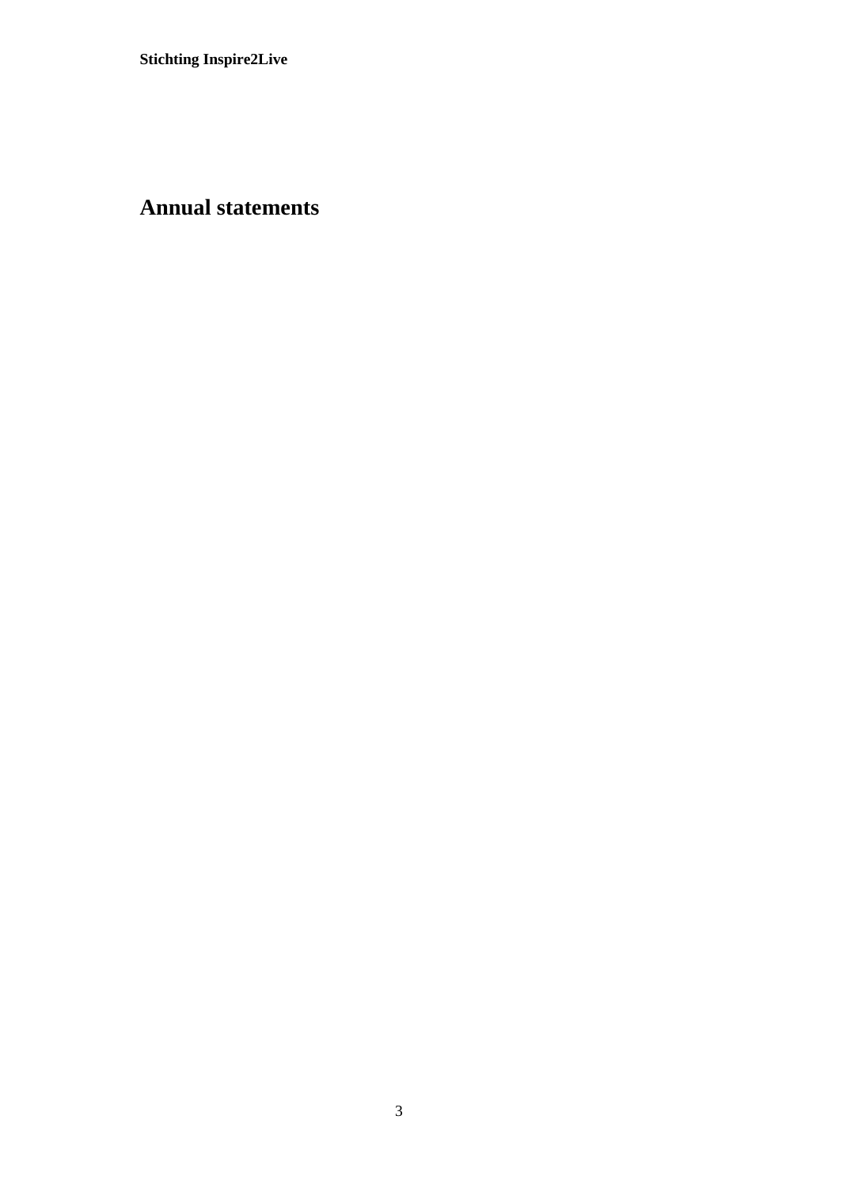# Annual statements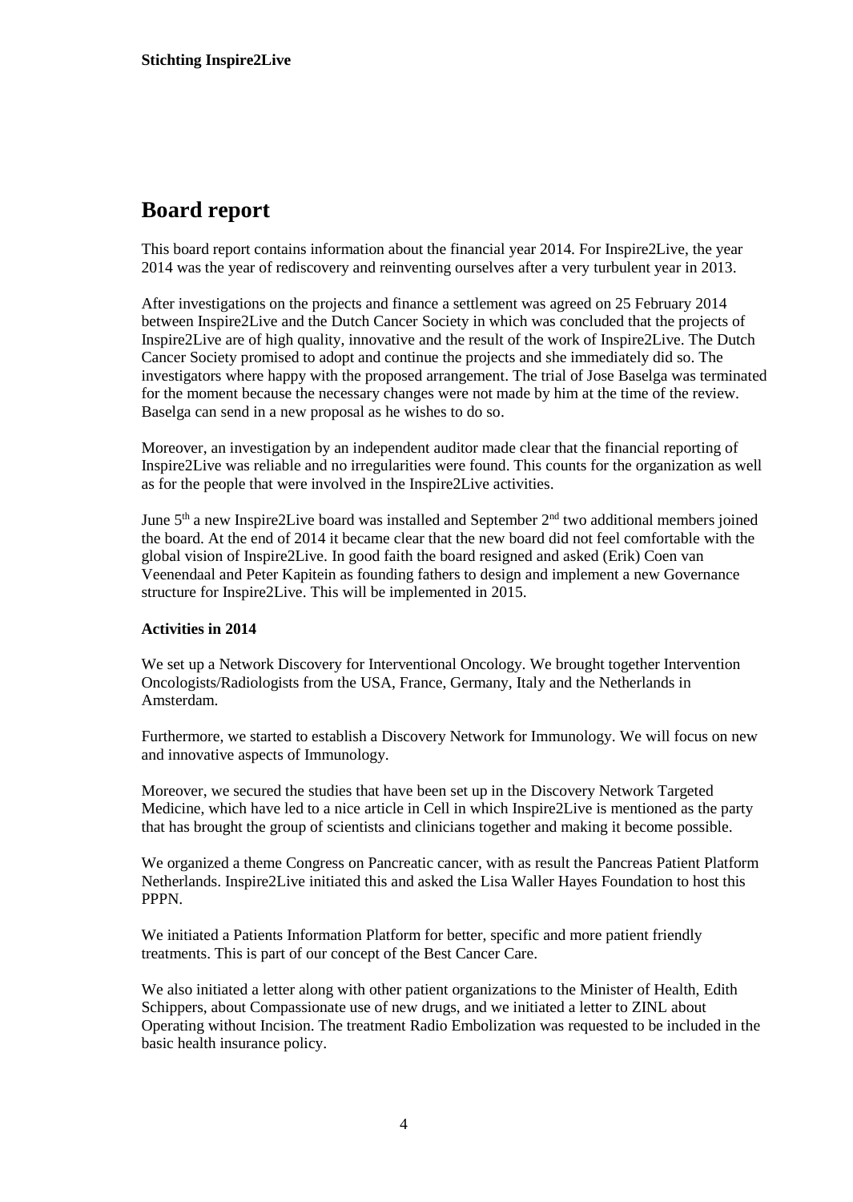# Board report

This board report contains information about the financial year 2014. For Inspire2Live, the year 2014 was the year of rediscovery and reinventing ourselves after a very turbulent year in 2013.

After investigations on the projects and finance a settlement was agreed on 25 February 2014 between Inspire2Live and the Dutch Cancer Society in which was concluded that the projects of Inspire2Live are of high quality, innovative and the result of the work of Inspire2Live. The Dutch Cancer Society promised to adopt and continue the projects and she immediately did so. The investigators where happy with the proposed arrangement. The trial of Jose Baselga was terminated for the moment because the necessary changes were not made by him at the time of the review. Baselga can send in a new proposal as he wishes to do so.

Moreover, an investigation by an independent auditor made clear that the financial reporting of Inspire2Live was reliable and no irregularities were found. This counts for the organization as well as for the people that were involved in the Inspire2Live activities.

June 5th a new Inspire2Live board was installed and September 2nd two additional members joined the board. At the end of 2014 it became clear that the new board did not feel comfortable with the global vision of Inspire2Live. In good faith the board resigned and asked (Erik) Coen van Veenendaal and Peter Kapitein as founding fathers to design and implement a new Governance structure for Inspire2Live. This will be implemented in 2015.

**Activities in 2014**

We set up a Network Discovery for Interventional Oncology. We brought together Intervention Oncologists/Radiologists from the USA, France, Germany, Italy and the Netherlands in Amsterdam.

Furthermore, we started to establish a Discovery Network for Immunology. We will focus on new and innovative aspects of Immunology.

Moreover, we secured the studies that have been set up in the Discovery Network Targeted Medicine, which have led to a nice article in Cell in which Inspire2Live is mentioned as the party that has brought the group of scientists and clinicians together and making it become possible.

We organized a theme Congress on Pancreatic cancer, with as result the Pancreas Patient Platform Netherlands. Inspire2Live initiated this and asked the Lisa Waller Hayes Foundation to host this PPPN.

We initiated a Patients Information Platform for better, specific and more patient friendly treatments. This is part of our concept of the Best Cancer Care.

We also initiated a letter along with other patient organizations to the Minister of Health, Edith Schippers, about Compassionate use of new drugs, and we initiated a letter to ZINL about Operating without Incision. The treatment Radio Embolization was requested to be included in the basic health insurance policy.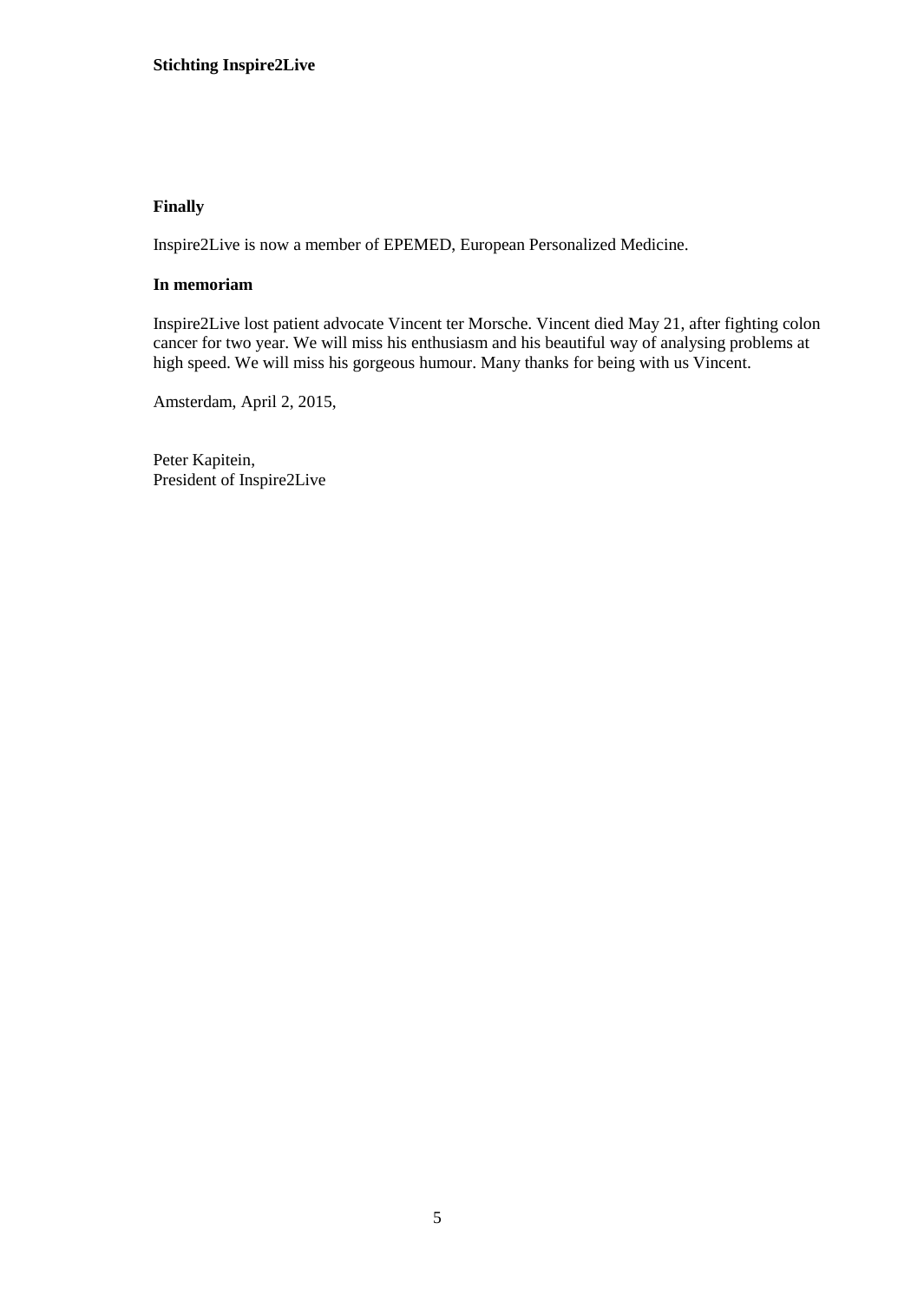**Finally**

Inspire2Live is now a member of EPEMED, European Personalized Medicine.

**In memoriam**

Inspire2Live lost patient advocate Vincent ter Morsche. Vincent died May 21, after fighting colon cancer for two year. We will miss his enthusiasm and his beautiful way of analysing problems at high speed. We will miss his gorgeous humour. Many thanks for being with us Vincent.

Amsterdam, April 2, 2015,

Peter Kapitein,
President of Inspire2Live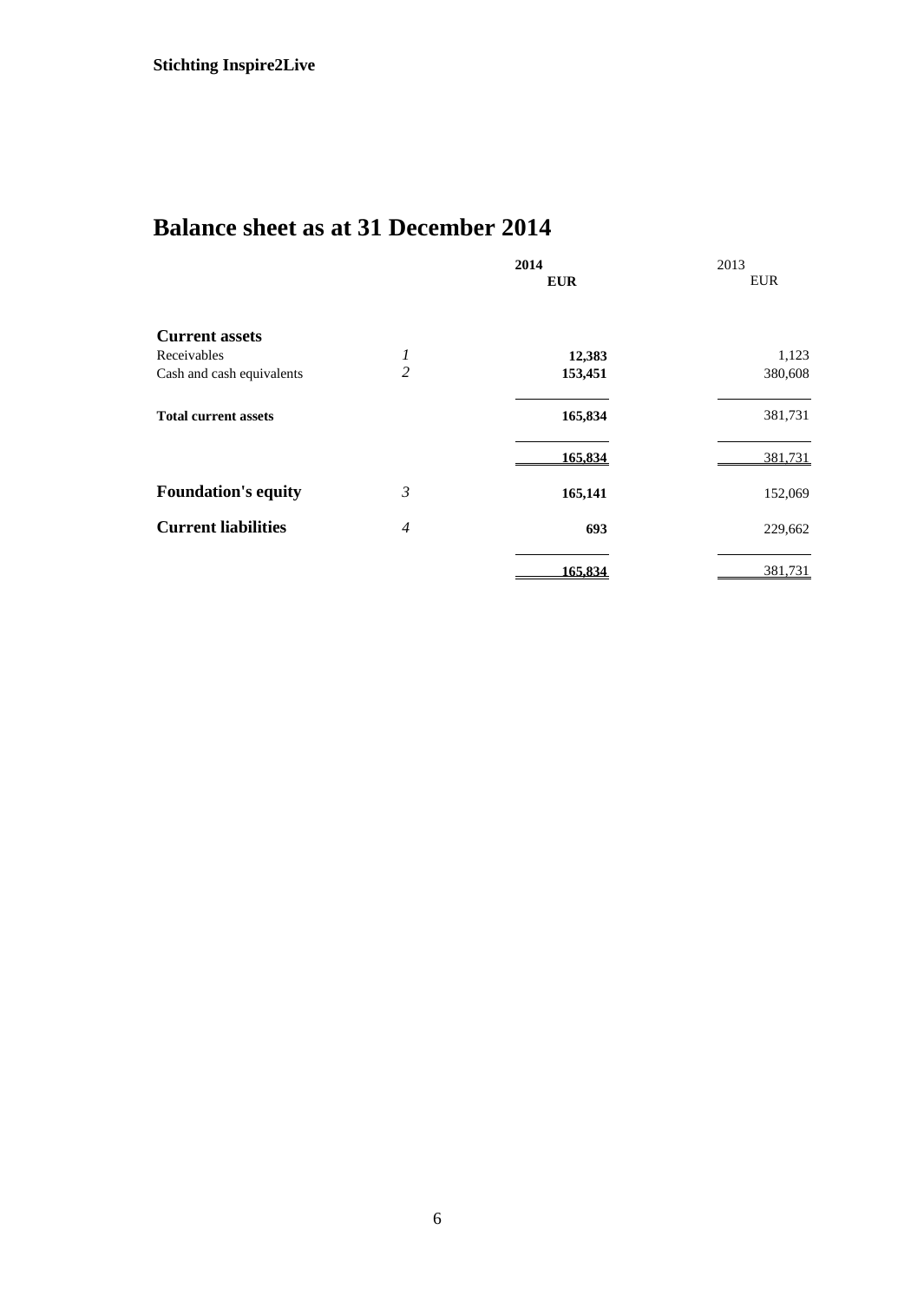**Stichting Inspire2Live**

# Balance sheet as at 31 December 2014

| | | 2014<br>EUR | 2013<br>EUR |
|---|---|---|---|
| **Current assets** | | | |
| Receivables | *1* | **12,383** | 1,123 |
| Cash and cash equivalents | *2* | **153,451** | 380,608 |
| **Total current assets** | | **165,834** | 381,731 |
| | | **165,834** | 381,731 |
| **Foundation's equity** | *3* | **165,141** | 152,069 |
| **Current liabilities** | *4* | **693** | 229,662 |
| | | **165,834** | 381,731 |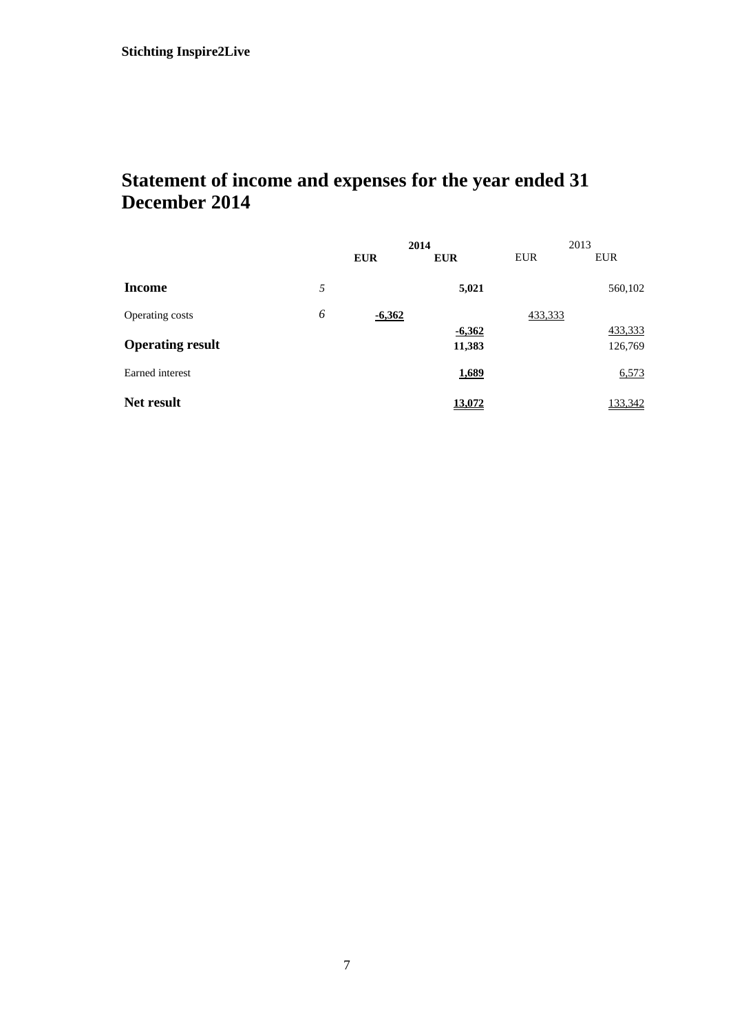Stichting Inspire2Live

# Statement of income and expenses for the year ended 31 December 2014

| | | 2014 | | 2013 | |
|---|---|---|---|---|---|
| | | **EUR** | **EUR** | EUR | EUR |
| **Income** | *5* | | **5,021** | | 560,102 |
| Operating costs | *6* | **-6,362** | | 433,333 | |
| | | | **-6,362** | | 433,333 |
| **Operating result** | | | **11,383** | | 126,769 |
| Earned interest | | | **1,689** | | 6,573 |
| **Net result** | | | **13,072** | | 133,342 |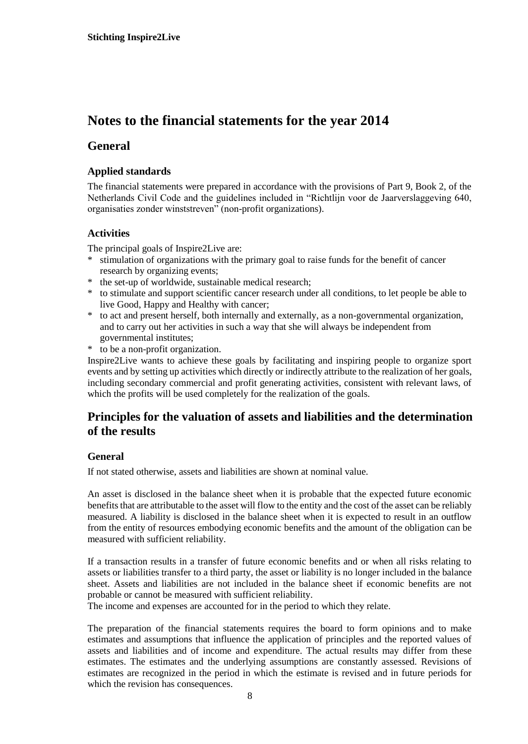# Notes to the financial statements for the year 2014

## General

### Applied standards

The financial statements were prepared in accordance with the provisions of Part 9, Book 2, of the Netherlands Civil Code and the guidelines included in "Richtlijn voor de Jaarverslaggeving 640, organisaties zonder winststreven" (non-profit organizations).

### Activities

The principal goals of Inspire2Live are:

* stimulation of organizations with the primary goal to raise funds for the benefit of cancer research by organizing events;
* the set-up of worldwide, sustainable medical research;
* to stimulate and support scientific cancer research under all conditions, to let people be able to live Good, Happy and Healthy with cancer;
* to act and present herself, both internally and externally, as a non-governmental organization, and to carry out her activities in such a way that she will always be independent from governmental institutes;
* to be a non-profit organization.

Inspire2Live wants to achieve these goals by facilitating and inspiring people to organize sport events and by setting up activities which directly or indirectly attribute to the realization of her goals, including secondary commercial and profit generating activities, consistent with relevant laws, of which the profits will be used completely for the realization of the goals.

## Principles for the valuation of assets and liabilities and the determination of the results

### General

If not stated otherwise, assets and liabilities are shown at nominal value.

An asset is disclosed in the balance sheet when it is probable that the expected future economic benefits that are attributable to the asset will flow to the entity and the cost of the asset can be reliably measured. A liability is disclosed in the balance sheet when it is expected to result in an outflow from the entity of resources embodying economic benefits and the amount of the obligation can be measured with sufficient reliability.

If a transaction results in a transfer of future economic benefits and or when all risks relating to assets or liabilities transfer to a third party, the asset or liability is no longer included in the balance sheet. Assets and liabilities are not included in the balance sheet if economic benefits are not probable or cannot be measured with sufficient reliability.
The income and expenses are accounted for in the period to which they relate.

The preparation of the financial statements requires the board to form opinions and to make estimates and assumptions that influence the application of principles and the reported values of assets and liabilities and of income and expenditure. The actual results may differ from these estimates. The estimates and the underlying assumptions are constantly assessed. Revisions of estimates are recognized in the period in which the estimate is revised and in future periods for which the revision has consequences.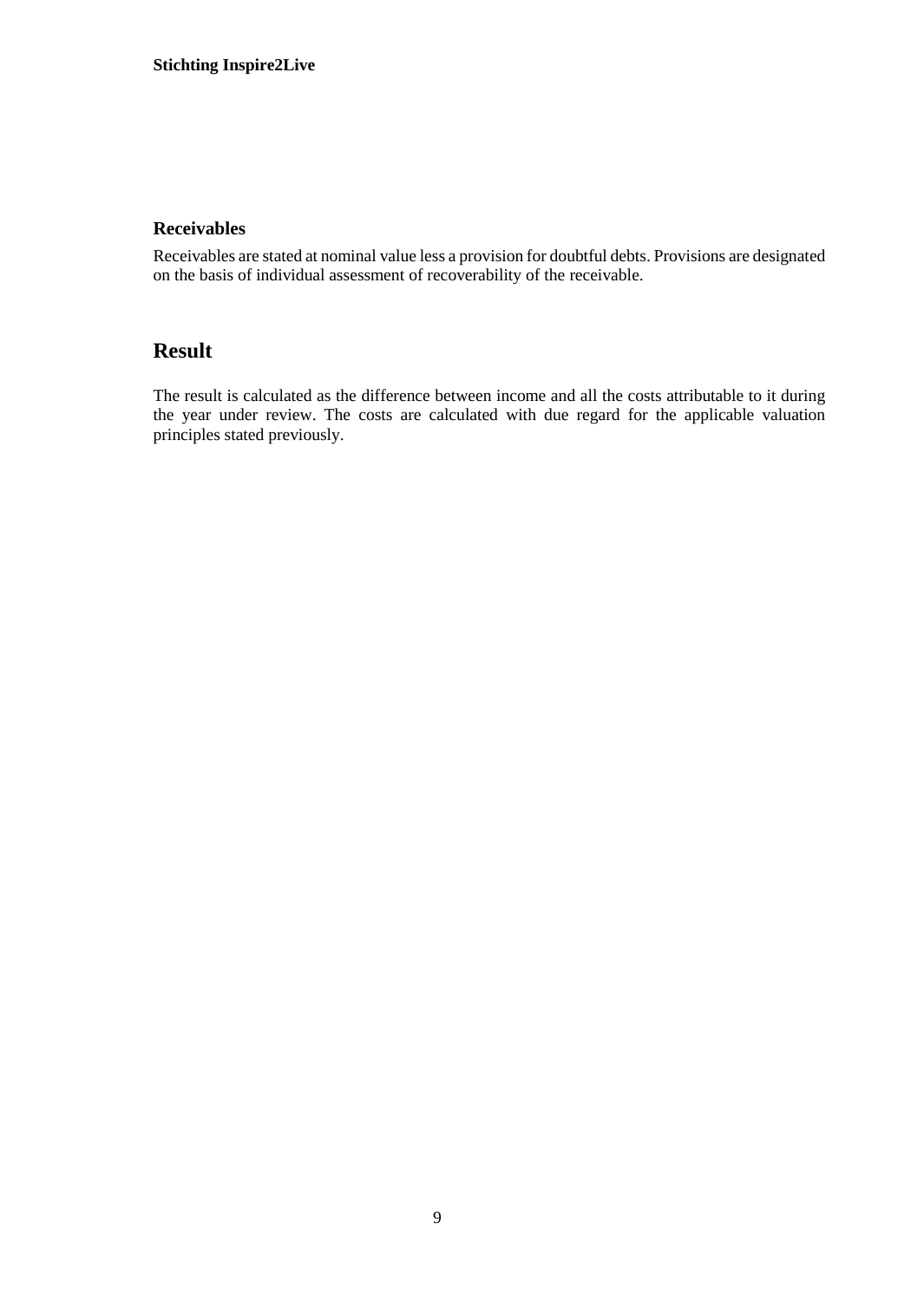### Receivables

Receivables are stated at nominal value less a provision for doubtful debts. Provisions are designated on the basis of individual assessment of recoverability of the receivable.

## Result

The result is calculated as the difference between income and all the costs attributable to it during the year under review. The costs are calculated with due regard for the applicable valuation principles stated previously.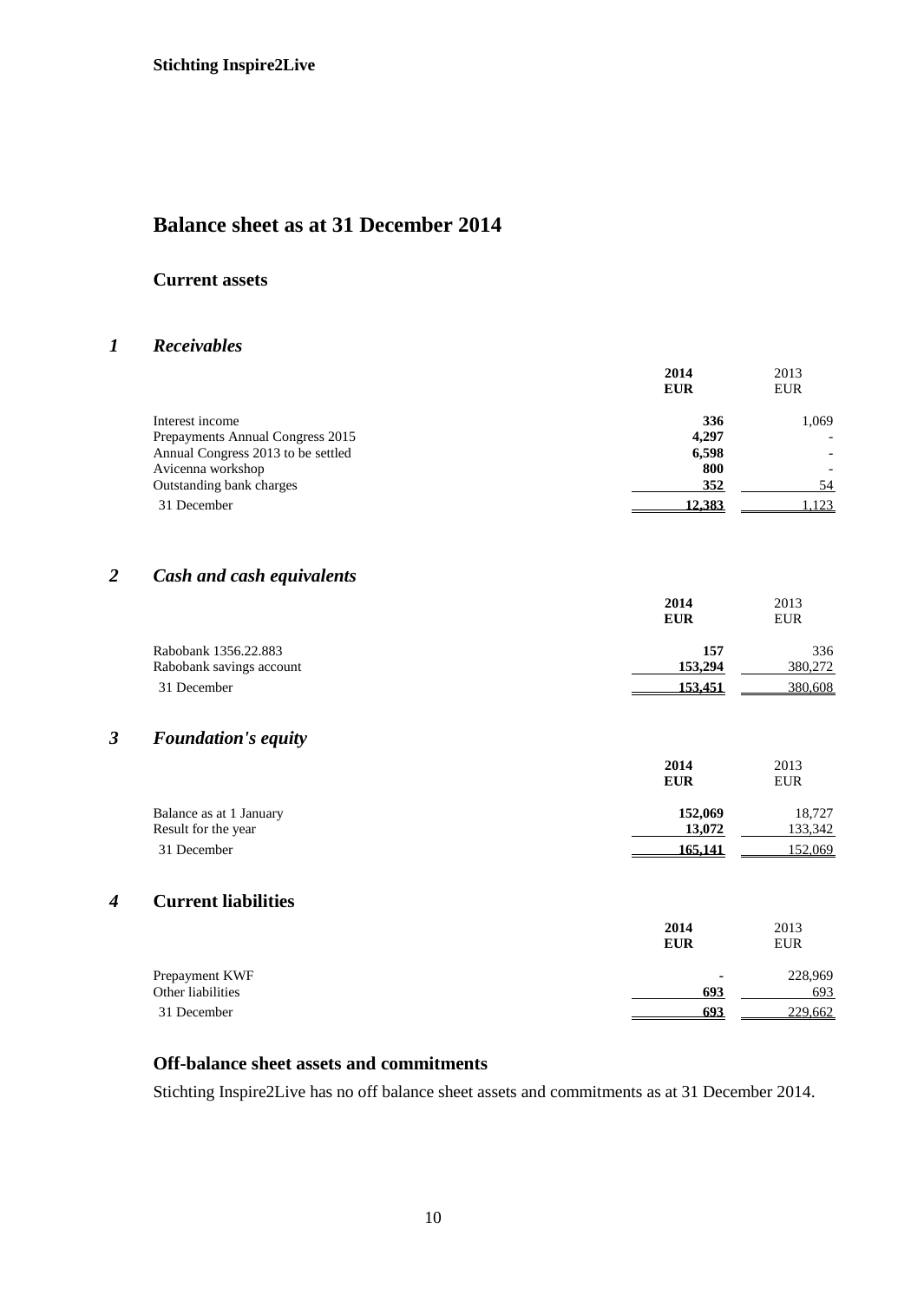**Stichting Inspire2Live**

# Balance sheet as at 31 December 2014

## Current assets

### 1 *Receivables*

| | 2014 EUR | 2013 EUR |
|---|---|---|
| Interest income | **336** | 1,069 |
| Prepayments Annual Congress 2015 | **4,297** | - |
| Annual Congress 2013 to be settled | **6,598** | - |
| Avicenna workshop | **800** | - |
| Outstanding bank charges | **352** | 54 |
| 31 December | **12,383** | 1,123 |

### 2 *Cash and cash equivalents*

| | 2014 EUR | 2013 EUR |
|---|---|---|
| Rabobank 1356.22.883 | **157** | 336 |
| Rabobank savings account | **153,294** | 380,272 |
| 31 December | **153,451** | 380,608 |

### 3 *Foundation's equity*

| | 2014 EUR | 2013 EUR |
|---|---|---|
| Balance as at 1 January | **152,069** | 18,727 |
| Result for the year | **13,072** | 133,342 |
| 31 December | **165,141** | 152,069 |

### 4 Current liabilities

| | 2014 EUR | 2013 EUR |
|---|---|---|
| Prepayment KWF | **-** | 228,969 |
| Other liabilities | **693** | 693 |
| 31 December | **693** | 229,662 |

## Off-balance sheet assets and commitments

Stichting Inspire2Live has no off balance sheet assets and commitments as at 31 December 2014.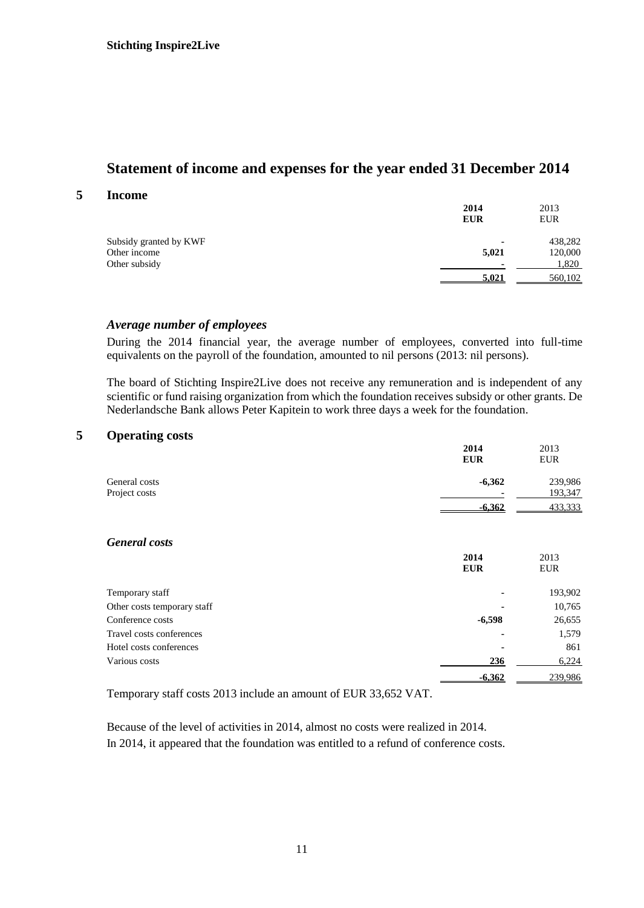Stichting Inspire2Live

# Statement of income and expenses for the year ended 31 December 2014

## 5 Income

| | **2014** | 2013 |
|---|---|---|
| | **EUR** | EUR |
| Subsidy granted by KWF | - | 438,282 |
| Other income | **5,021** | 120,000 |
| Other subsidy | - | 1,820 |
| | **5,021** | 560,102 |

### *Average number of employees*

During the 2014 financial year, the average number of employees, converted into full-time equivalents on the payroll of the foundation, amounted to nil persons (2013: nil persons).

The board of Stichting Inspire2Live does not receive any remuneration and is independent of any scientific or fund raising organization from which the foundation receives subsidy or other grants. De Nederlandsche Bank allows Peter Kapitein to work three days a week for the foundation.

## 5 Operating costs

| | **2014** | 2013 |
|---|---|---|
| | **EUR** | EUR |
| General costs | **-6,362** | 239,986 |
| Project costs | - | 193,347 |
| | **-6,362** | 433,333 |

### *General costs*

| | **2014** | 2013 |
|---|---|---|
| | **EUR** | EUR |
| Temporary staff | - | 193,902 |
| Other costs temporary staff | - | 10,765 |
| Conference costs | **-6,598** | 26,655 |
| Travel costs conferences | - | 1,579 |
| Hotel costs conferences | - | 861 |
| Various costs | **236** | 6,224 |
| | **-6,362** | 239,986 |

Temporary staff costs 2013 include an amount of EUR 33,652 VAT.

Because of the level of activities in 2014, almost no costs were realized in 2014.
In 2014, it appeared that the foundation was entitled to a refund of conference costs.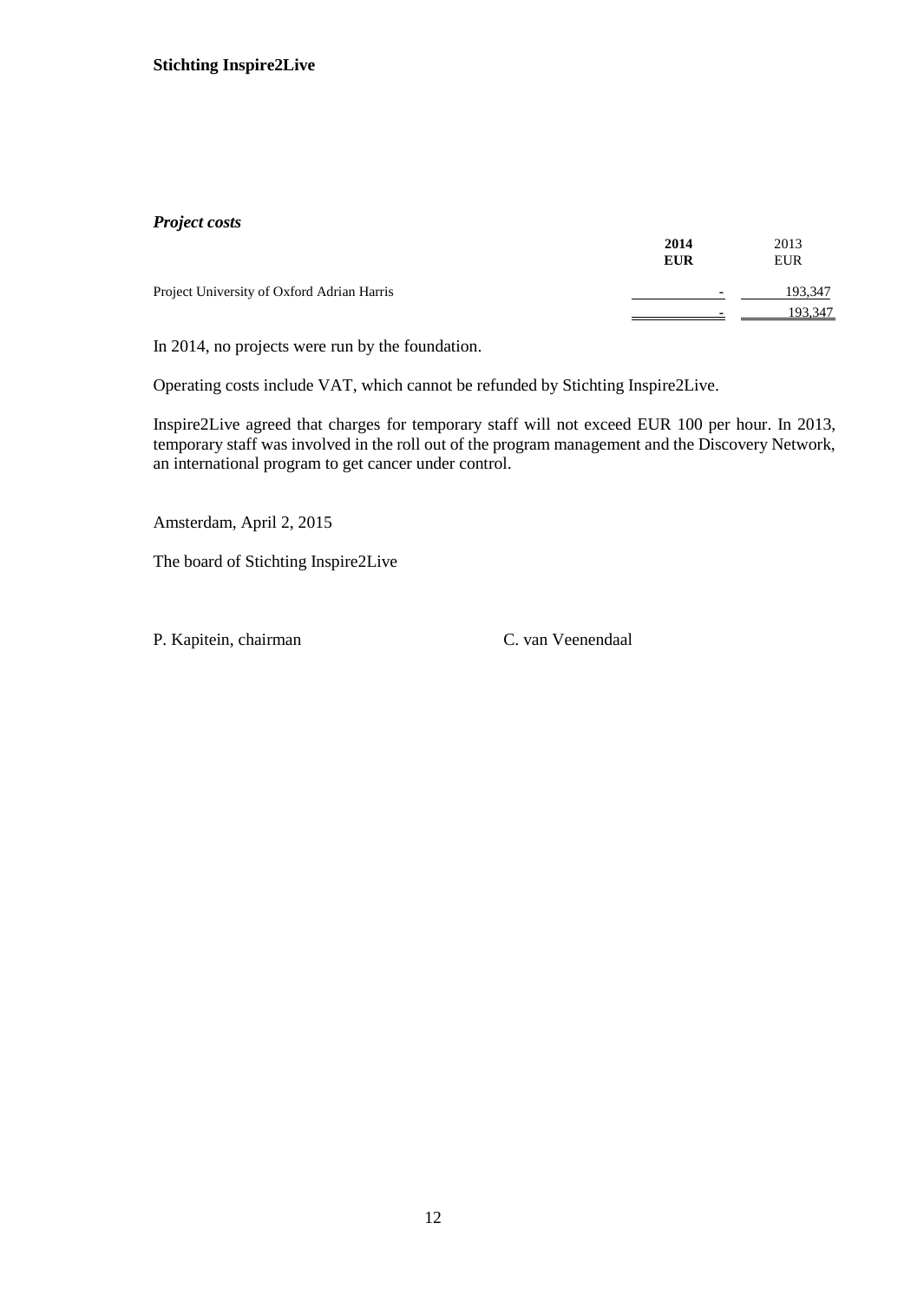***Project costs***

| | **2014** | 2013 |
| --- | --- | --- |
| | **EUR** | EUR |
| Project University of Oxford Adrian Harris | - | 193,347 |
| | - | 193,347 |

In 2014, no projects were run by the foundation.

Operating costs include VAT, which cannot be refunded by Stichting Inspire2Live.

Inspire2Live agreed that charges for temporary staff will not exceed EUR 100 per hour. In 2013, temporary staff was involved in the roll out of the program management and the Discovery Network, an international program to get cancer under control.

Amsterdam, April 2, 2015

The board of Stichting Inspire2Live

P. Kapitein, chairman

C. van Veenendaal